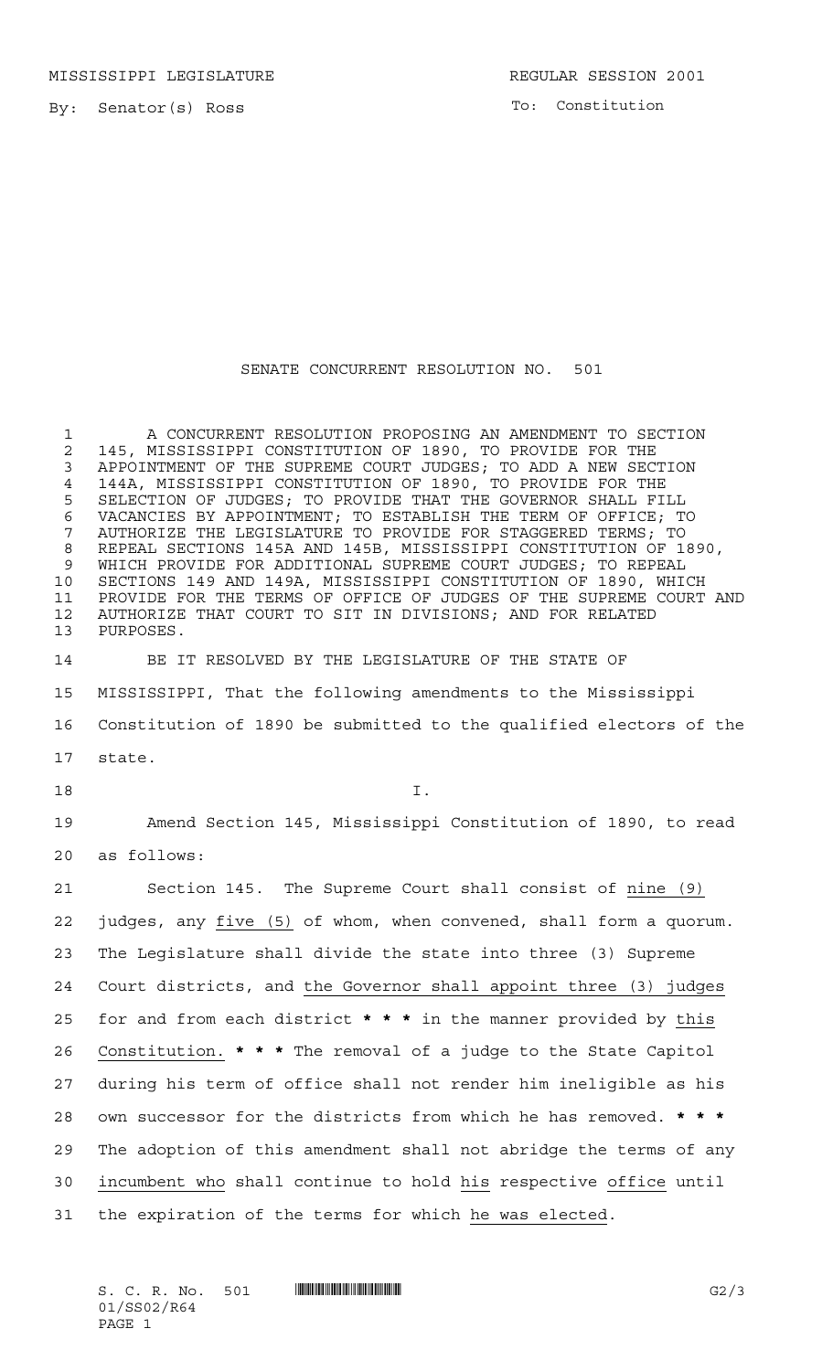MISSISSIPPI LEGISLATURE REGULAR SESSION 2001

By: Senator(s) Ross

To: Constitution

# SENATE CONCURRENT RESOLUTION NO. 501

A CONCURRENT RESOLUTION PROPOSING AN AMENDMENT TO SECTION 145, MISSISSIPPI CONSTITUTION OF 1890, TO PROVIDE FOR THE APPOINTMENT OF THE SUPREME COURT JUDGES; TO ADD A NEW SECTION 144A, MISSISSIPPI CONSTITUTION OF 1890, TO PROVIDE FOR THE SELECTION OF JUDGES; TO PROVIDE THAT THE GOVERNOR SHALL FILL VACANCIES BY APPOINTMENT; TO ESTABLISH THE TERM OF OFFICE; TO AUTHORIZE THE LEGISLATURE TO PROVIDE FOR STAGGERED TERMS; TO REPEAL SECTIONS 145A AND 145B, MISSISSIPPI CONSTITUTION OF 1890, WHICH PROVIDE FOR ADDITIONAL SUPREME COURT JUDGES; TO REPEAL SECTIONS 149 AND 149A, MISSISSIPPI CONSTITUTION OF 1890, WHICH PROVIDE FOR THE TERMS OF OFFICE OF JUDGES OF THE SUPREME COURT AND AUTHORIZE THAT COURT TO SIT IN DIVISIONS; AND FOR RELATED PURPOSES.

BE IT RESOLVED BY THE LEGISLATURE OF THE STATE OF MISSISSIPPI, That the following amendments to the Mississippi Constitution of 1890 be submitted to the qualified electors of the state.

I.

Amend Section 145, Mississippi Constitution of 1890, to read as follows:

Section 145. The Supreme Court shall consist of nine (9) judges, any five (5) of whom, when convened, shall form a quorum. The Legislature shall divide the state into three (3) Supreme Court districts, and the Governor shall appoint three (3) judges for and from each district * * * in the manner provided by this Constitution. * * * The removal of a judge to the State Capitol during his term of office shall not render him ineligible as his own successor for the districts from which he has removed. * * * The adoption of this amendment shall not abridge the terms of any incumbent who shall continue to hold his respective office until the expiration of the terms for which he was elected.

S. C. R. No. 501 01/SS02/R64 PAGE 1 G2/3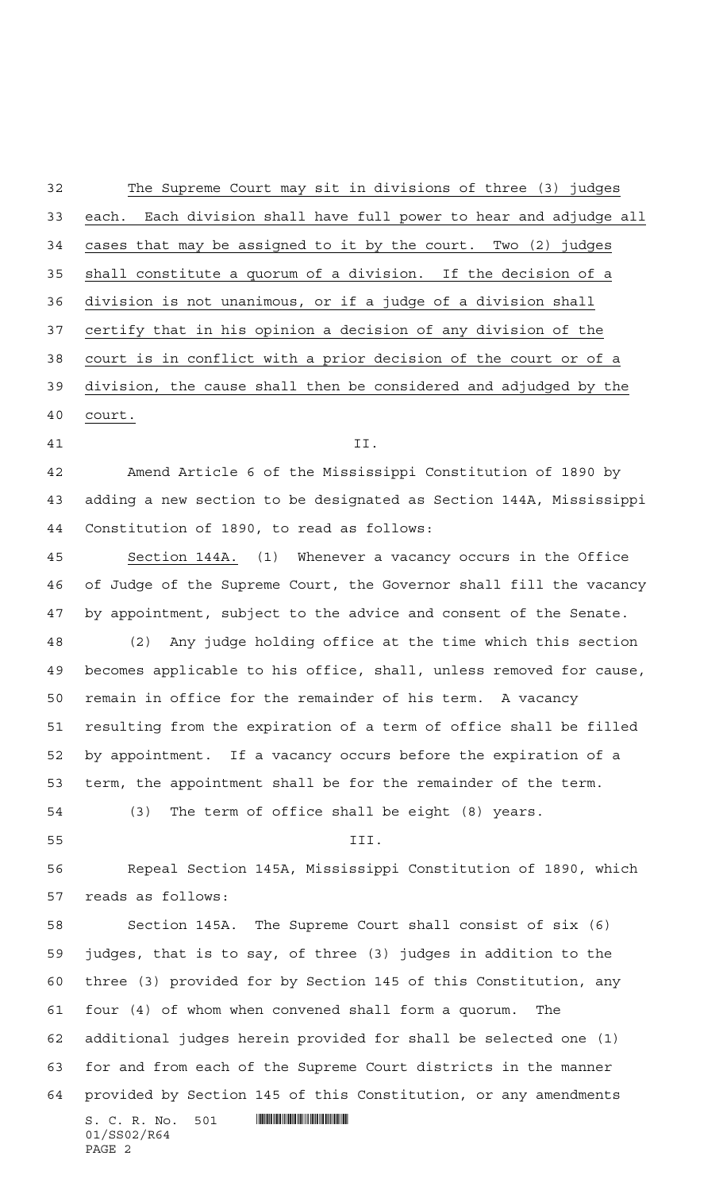The Supreme Court may sit in divisions of three (3) judges each. Each division shall have full power to hear and adjudge all cases that may be assigned to it by the court. Two (2) judges shall constitute a quorum of a division. If the decision of a division is not unanimous, or if a judge of a division shall certify that in his opinion a decision of any division of the court is in conflict with a prior decision of the court or of a division, the cause shall then be considered and adjudged by the court.

II.

Amend Article 6 of the Mississippi Constitution of 1890 by adding a new section to be designated as Section 144A, Mississippi Constitution of 1890, to read as follows:

Section 144A. (1) Whenever a vacancy occurs in the Office of Judge of the Supreme Court, the Governor shall fill the vacancy by appointment, subject to the advice and consent of the Senate.

(2) Any judge holding office at the time which this section becomes applicable to his office, shall, unless removed for cause, remain in office for the remainder of his term. A vacancy resulting from the expiration of a term of office shall be filled by appointment. If a vacancy occurs before the expiration of a term, the appointment shall be for the remainder of the term.

(3) The term of office shall be eight (8) years.

III.

Repeal Section 145A, Mississippi Constitution of 1890, which reads as follows:

Section 145A. The Supreme Court shall consist of six (6) judges, that is to say, of three (3) judges in addition to the three (3) provided for by Section 145 of this Constitution, any four (4) of whom when convened shall form a quorum. The additional judges herein provided for shall be selected one (1) for and from each of the Supreme Court districts in the manner provided by Section 145 of this Constitution, or any amendments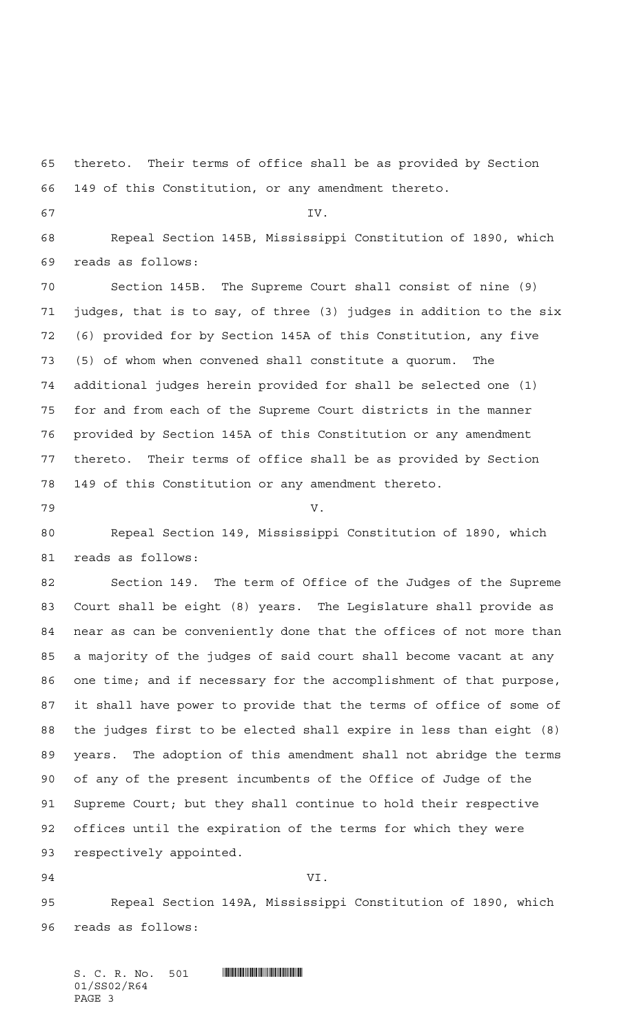thereto. Their terms of office shall be as provided by Section 149 of this Constitution, or any amendment thereto.

IV.

Repeal Section 145B, Mississippi Constitution of 1890, which reads as follows:

Section 145B. The Supreme Court shall consist of nine (9) judges, that is to say, of three (3) judges in addition to the six (6) provided for by Section 145A of this Constitution, any five (5) of whom when convened shall constitute a quorum. The additional judges herein provided for shall be selected one (1) for and from each of the Supreme Court districts in the manner provided by Section 145A of this Constitution or any amendment thereto. Their terms of office shall be as provided by Section 149 of this Constitution or any amendment thereto.

V.

Repeal Section 149, Mississippi Constitution of 1890, which reads as follows:

Section 149. The term of Office of the Judges of the Supreme Court shall be eight (8) years. The Legislature shall provide as near as can be conveniently done that the offices of not more than a majority of the judges of said court shall become vacant at any one time; and if necessary for the accomplishment of that purpose, it shall have power to provide that the terms of office of some of the judges first to be elected shall expire in less than eight (8) years. The adoption of this amendment shall not abridge the terms of any of the present incumbents of the Office of Judge of the Supreme Court; but they shall continue to hold their respective offices until the expiration of the terms for which they were respectively appointed.

VI.

Repeal Section 149A, Mississippi Constitution of 1890, which reads as follows: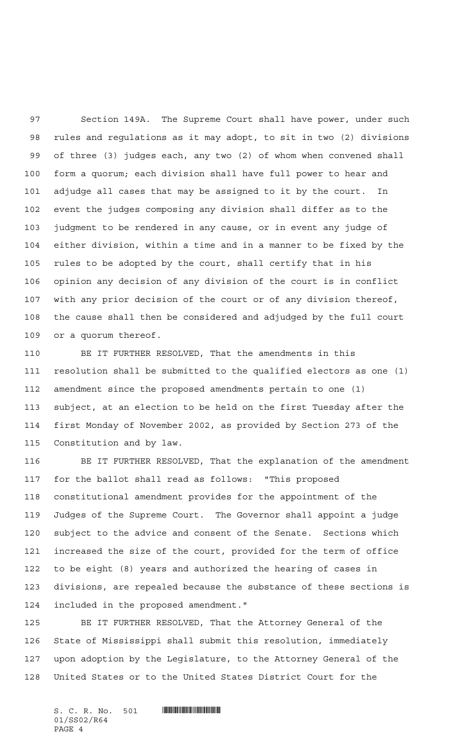Section 149A. The Supreme Court shall have power, under such rules and regulations as it may adopt, to sit in two (2) divisions of three (3) judges each, any two (2) of whom when convened shall form a quorum; each division shall have full power to hear and adjudge all cases that may be assigned to it by the court. In event the judges composing any division shall differ as to the judgment to be rendered in any cause, or in event any judge of either division, within a time and in a manner to be fixed by the rules to be adopted by the court, shall certify that in his opinion any decision of any division of the court is in conflict with any prior decision of the court or of any division thereof, the cause shall then be considered and adjudged by the full court or a quorum thereof.

BE IT FURTHER RESOLVED, That the amendments in this resolution shall be submitted to the qualified electors as one (1) amendment since the proposed amendments pertain to one (1) subject, at an election to be held on the first Tuesday after the first Monday of November 2002, as provided by Section 273 of the Constitution and by law.

BE IT FURTHER RESOLVED, That the explanation of the amendment for the ballot shall read as follows: "This proposed constitutional amendment provides for the appointment of the Judges of the Supreme Court. The Governor shall appoint a judge subject to the advice and consent of the Senate. Sections which increased the size of the court, provided for the term of office to be eight (8) years and authorized the hearing of cases in divisions, are repealed because the substance of these sections is included in the proposed amendment."

BE IT FURTHER RESOLVED, That the Attorney General of the State of Mississippi shall submit this resolution, immediately upon adoption by the Legislature, to the Attorney General of the United States or to the United States District Court for the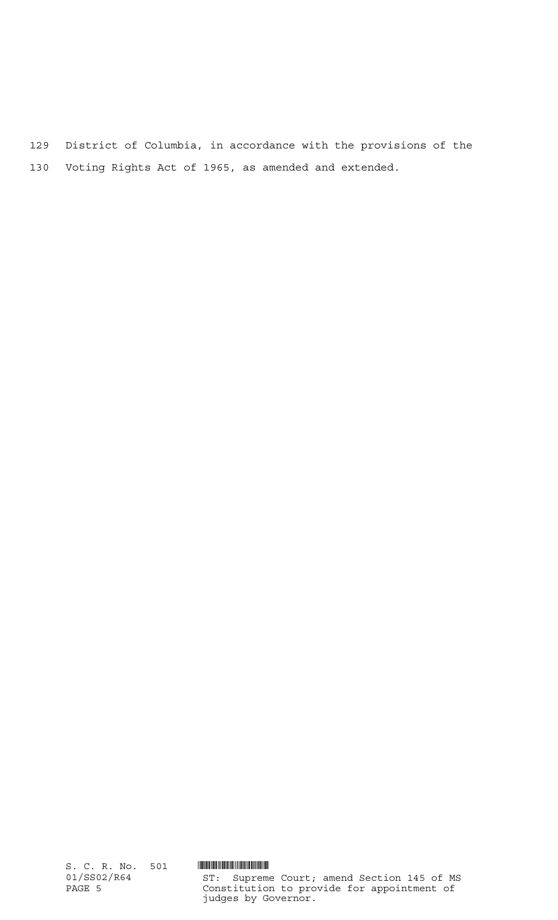129 District of Columbia, in accordance with the provisions of the

130 Voting Rights Act of 1965, as amended and extended.